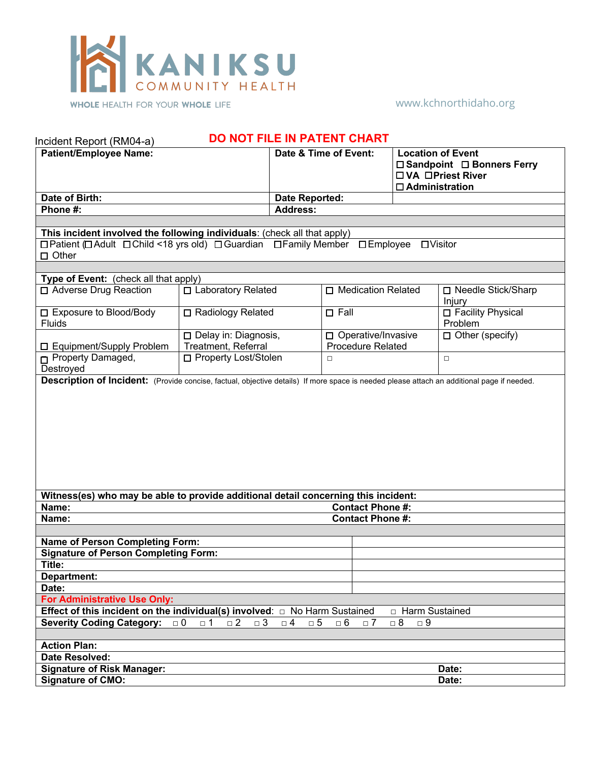KANIKSU COMMUNITY HEALTH

WHOLE HEALTH FOR YOUR WHOLE LIFE

www.kchnorthidaho.org

Incident Report (RM04-a)

**DO NOT FILE IN PATIENT CHART**

| **Patient/Employee Name:** | **Date & Time of Event:** | **Location of Event** ☐ **Sandpoint** ☐ **Bonners Ferry** ☐ **VA** ☐ **Priest River** ☐ **Administration** |
|---|---|---|
| **Date of Birth:** | **Date Reported:** | |
| **Phone #:** | **Address:** | |

**This incident involved the following individuals**: (check all that apply)

☐ Patient (☐ Adult ☐ Child <18 yrs old) ☐ Guardian ☐ Family Member ☐ Employee ☐ Visitor
☐ Other

**Type of Event:** (check all that apply)

| | | | |
|---|---|---|---|
| ☐ Adverse Drug Reaction | ☐ Laboratory Related | ☐ Medication Related | ☐ Needle Stick/Sharp Injury |
| ☐ Exposure to Blood/Body Fluids | ☐ Radiology Related | ☐ Fall | ☐ Facility Physical Problem |
| ☐ Equipment/Supply Problem | ☐ Delay in: Diagnosis, Treatment, Referral | ☐ Operative/Invasive Procedure Related | ☐ Other (specify) |
| ☐ Property Damaged, Destroyed | ☐ Property Lost/Stolen | ☐ | ☐ |

**Description of Incident:** (Provide concise, factual, objective details) If more space is needed please attach an additional page if needed.

**Witness(es) who may be able to provide additional detail concerning this incident:**

| | |
|---|---|
| **Name:** | **Contact Phone #:** |
| **Name:** | **Contact Phone #:** |

| | |
|---|---|
| **Name of Person Completing Form:** | |
| **Signature of Person Completing Form:** | |
| **Title:** | |
| **Department:** | |
| **Date:** | |

**For Administrative Use Only:**

**Effect of this incident on the individual(s) involved**: ☐ No Harm Sustained ☐ Harm Sustained

**Severity Coding Category:** ☐ 0 ☐ 1 ☐ 2 ☐ 3 ☐ 4 ☐ 5 ☐ 6 ☐ 7 ☐ 8 ☐ 9

**Action Plan:**

**Date Resolved:**

| | |
|---|---|
| **Signature of Risk Manager:** | **Date:** |
| **Signature of CMO:** | **Date:** |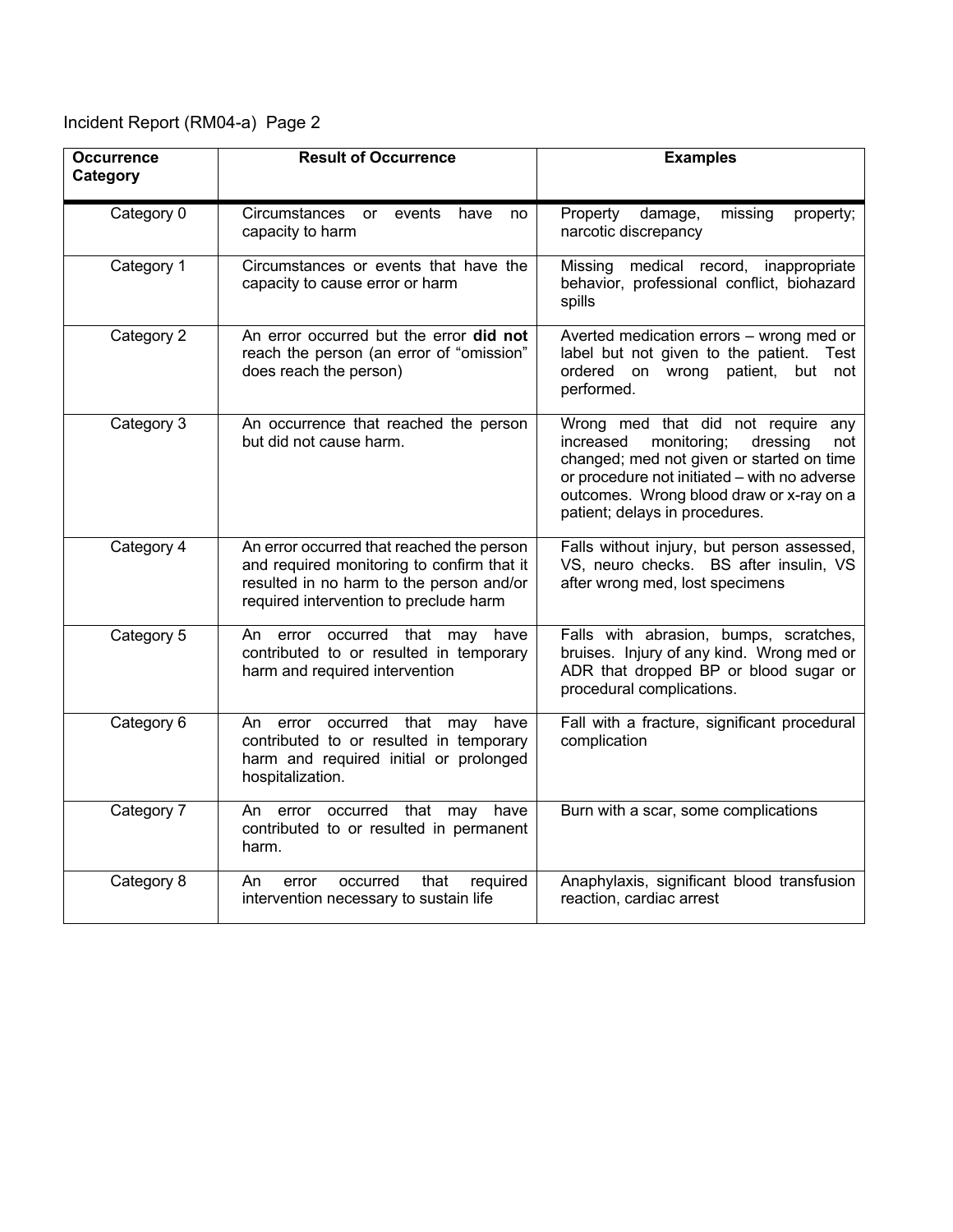| Occurrence Category | Result of Occurrence | Examples |
|---|---|---|
| Category 0 | Circumstances or events have no capacity to harm | Property damage, missing property; narcotic discrepancy |
| Category 1 | Circumstances or events that have the capacity to cause error or harm | Missing medical record, inappropriate behavior, professional conflict, biohazard spills |
| Category 2 | An error occurred but the error **did not** reach the person (an error of "omission" does reach the person) | Averted medication errors – wrong med or label but not given to the patient. Test ordered on wrong patient, but not performed. |
| Category 3 | An occurrence that reached the person but did not cause harm. | Wrong med that did not require any increased monitoring; dressing not changed; med not given or started on time or procedure not initiated – with no adverse outcomes. Wrong blood draw or x-ray on a patient; delays in procedures. |
| Category 4 | An error occurred that reached the person and required monitoring to confirm that it resulted in no harm to the person and/or required intervention to preclude harm | Falls without injury, but person assessed, VS, neuro checks. BS after insulin, VS after wrong med, lost specimens |
| Category 5 | An error occurred that may have contributed to or resulted in temporary harm and required intervention | Falls with abrasion, bumps, scratches, bruises. Injury of any kind. Wrong med or ADR that dropped BP or blood sugar or procedural complications. |
| Category 6 | An error occurred that may have contributed to or resulted in temporary harm and required initial or prolonged hospitalization. | Fall with a fracture, significant procedural complication |
| Category 7 | An error occurred that may have contributed to or resulted in permanent harm. | Burn with a scar, some complications |
| Category 8 | An error occurred that required intervention necessary to sustain life | Anaphylaxis, significant blood transfusion reaction, cardiac arrest |